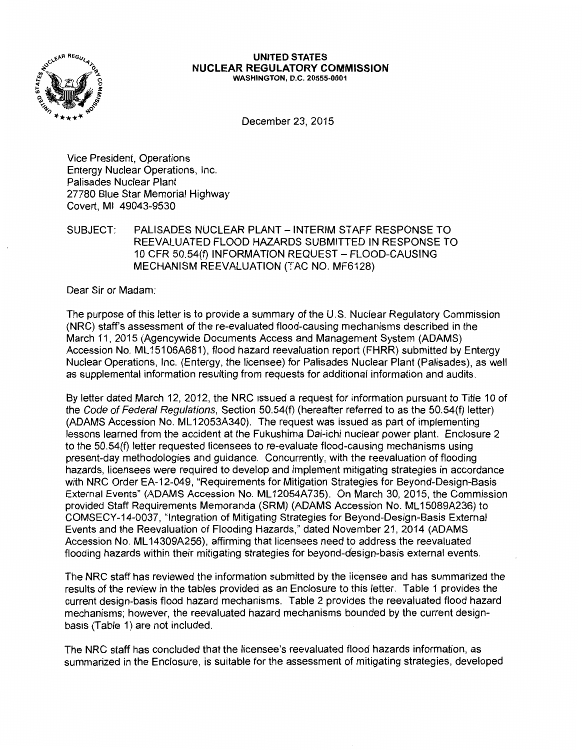**UNITED STATES**
**NUCLEAR REGULATORY COMMISSION**
WASHINGTON, D.C. 20555-0001

December 23, 2015

Vice President, Operations
Entergy Nuclear Operations, Inc.
Palisades Nuclear Plant
27780 Blue Star Memorial Highway
Covert, MI 49043-9530

SUBJECT: PALISADES NUCLEAR PLANT – INTERIM STAFF RESPONSE TO REEVALUATED FLOOD HAZARDS SUBMITTED IN RESPONSE TO 10 CFR 50.54(f) INFORMATION REQUEST – FLOOD-CAUSING MECHANISM REEVALUATION (TAC NO. MF6128)

Dear Sir or Madam:

The purpose of this letter is to provide a summary of the U.S. Nuclear Regulatory Commission (NRC) staff's assessment of the re-evaluated flood-causing mechanisms described in the March 11, 2015 (Agencywide Documents Access and Management System (ADAMS) Accession No. ML15106A681), flood hazard reevaluation report (FHRR) submitted by Entergy Nuclear Operations, Inc. (Entergy, the licensee) for Palisades Nuclear Plant (Palisades), as well as supplemental information resulting from requests for additional information and audits.

By letter dated March 12, 2012, the NRC issued a request for information pursuant to Title 10 of the *Code of Federal Regulations*, Section 50.54(f) (hereafter referred to as the 50.54(f) letter) (ADAMS Accession No. ML12053A340). The request was issued as part of implementing lessons learned from the accident at the Fukushima Dai-ichi nuclear power plant. Enclosure 2 to the 50.54(f) letter requested licensees to re-evaluate flood-causing mechanisms using present-day methodologies and guidance. Concurrently, with the reevaluation of flooding hazards, licensees were required to develop and implement mitigating strategies in accordance with NRC Order EA-12-049, "Requirements for Mitigation Strategies for Beyond-Design-Basis External Events" (ADAMS Accession No. ML12054A735). On March 30, 2015, the Commission provided Staff Requirements Memoranda (SRM) (ADAMS Accession No. ML15089A236) to COMSECY-14-0037, "Integration of Mitigating Strategies for Beyond-Design-Basis External Events and the Reevaluation of Flooding Hazards," dated November 21, 2014 (ADAMS Accession No. ML14309A256), affirming that licensees need to address the reevaluated flooding hazards within their mitigating strategies for beyond-design-basis external events.

The NRC staff has reviewed the information submitted by the licensee and has summarized the results of the review in the tables provided as an Enclosure to this letter. Table 1 provides the current design-basis flood hazard mechanisms. Table 2 provides the reevaluated flood hazard mechanisms; however, the reevaluated hazard mechanisms bounded by the current design-basis (Table 1) are not included.

The NRC staff has concluded that the licensee's reevaluated flood hazards information, as summarized in the Enclosure, is suitable for the assessment of mitigating strategies, developed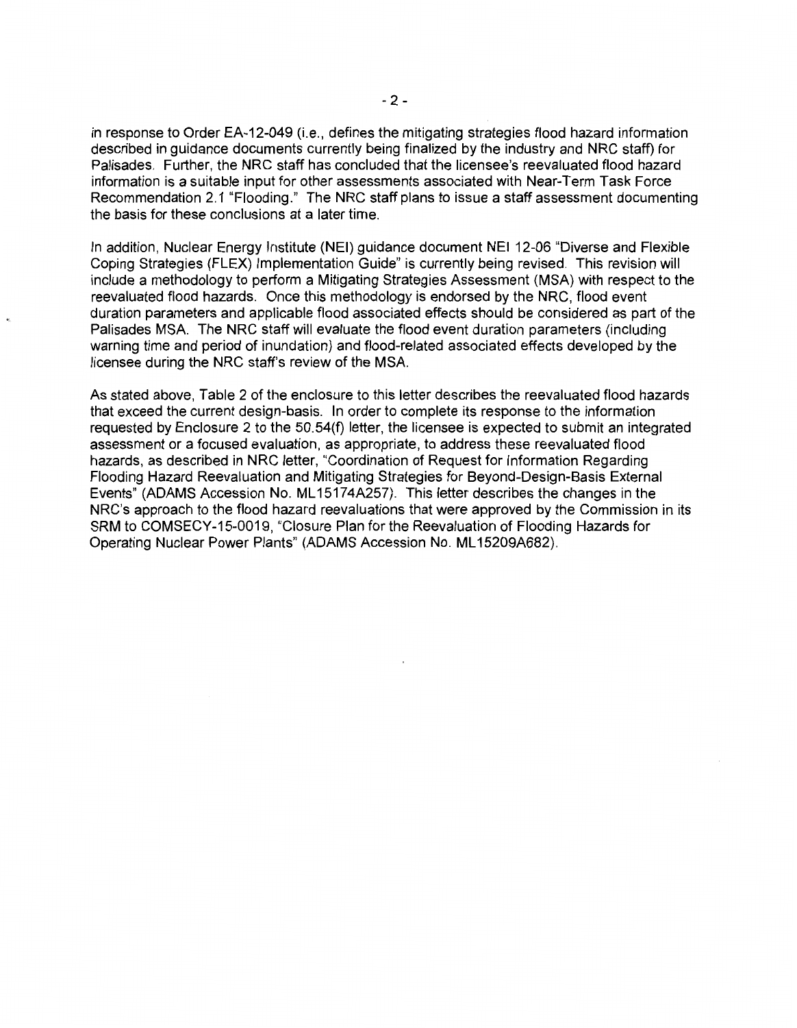in response to Order EA-12-049 (i.e., defines the mitigating strategies flood hazard information described in guidance documents currently being finalized by the industry and NRC staff) for Palisades. Further, the NRC staff has concluded that the licensee's reevaluated flood hazard information is a suitable input for other assessments associated with Near-Term Task Force Recommendation 2.1 "Flooding." The NRC staff plans to issue a staff assessment documenting the basis for these conclusions at a later time.

In addition, Nuclear Energy Institute (NEI) guidance document NEI 12-06 "Diverse and Flexible Coping Strategies (FLEX) Implementation Guide" is currently being revised. This revision will include a methodology to perform a Mitigating Strategies Assessment (MSA) with respect to the reevaluated flood hazards. Once this methodology is endorsed by the NRC, flood event duration parameters and applicable flood associated effects should be considered as part of the Palisades MSA. The NRC staff will evaluate the flood event duration parameters (including warning time and period of inundation) and flood-related associated effects developed by the licensee during the NRC staff's review of the MSA.

As stated above, Table 2 of the enclosure to this letter describes the reevaluated flood hazards that exceed the current design-basis. In order to complete its response to the information requested by Enclosure 2 to the 50.54(f) letter, the licensee is expected to submit an integrated assessment or a focused evaluation, as appropriate, to address these reevaluated flood hazards, as described in NRC letter, "Coordination of Request for Information Regarding Flooding Hazard Reevaluation and Mitigating Strategies for Beyond-Design-Basis External Events" (ADAMS Accession No. ML15174A257). This letter describes the changes in the NRC's approach to the flood hazard reevaluations that were approved by the Commission in its SRM to COMSECY-15-0019, "Closure Plan for the Reevaluation of Flooding Hazards for Operating Nuclear Power Plants" (ADAMS Accession No. ML15209A682).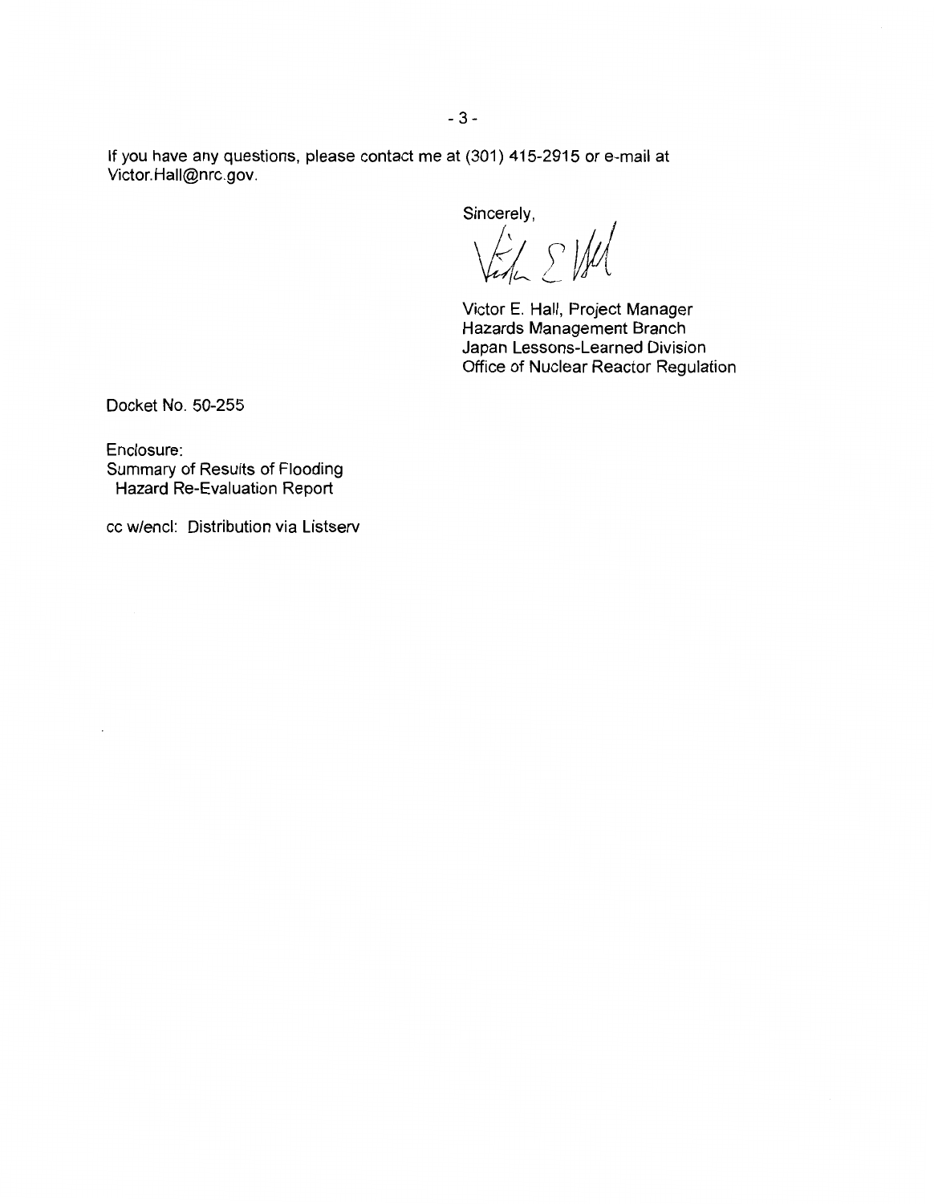If you have any questions, please contact me at (301) 415-2915 or e-mail at Victor.Hall@nrc.gov.

Sincerely,

Victor E. Hall, Project Manager
Hazards Management Branch
Japan Lessons-Learned Division
Office of Nuclear Reactor Regulation

Docket No. 50-255

Enclosure:
Summary of Results of Flooding
Hazard Re-Evaluation Report

cc w/encl: Distribution via Listserv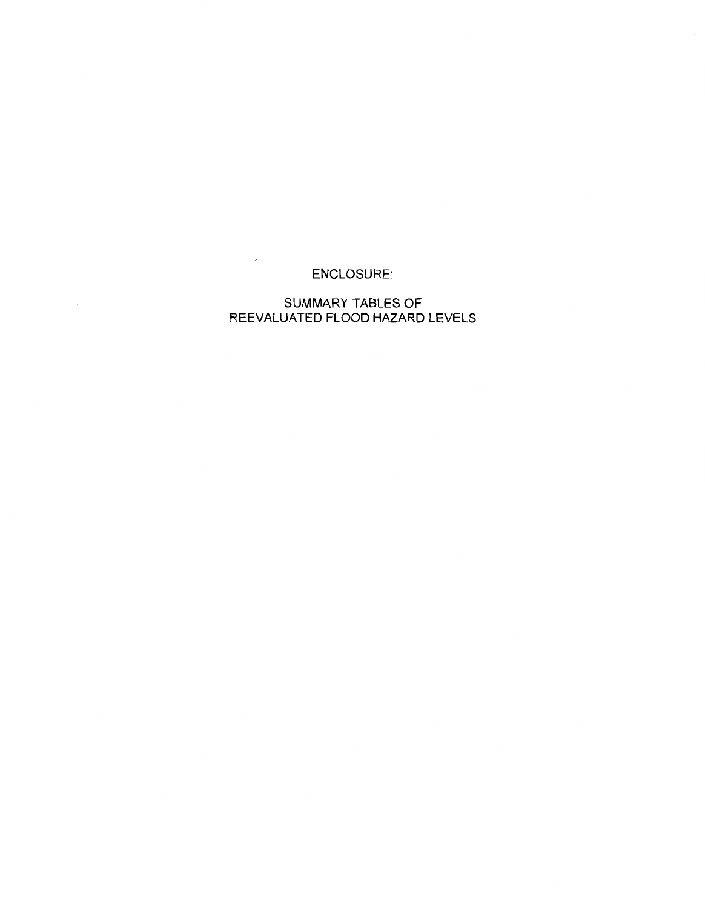ENCLOSURE:

SUMMARY TABLES OF
REEVALUATED FLOOD HAZARD LEVELS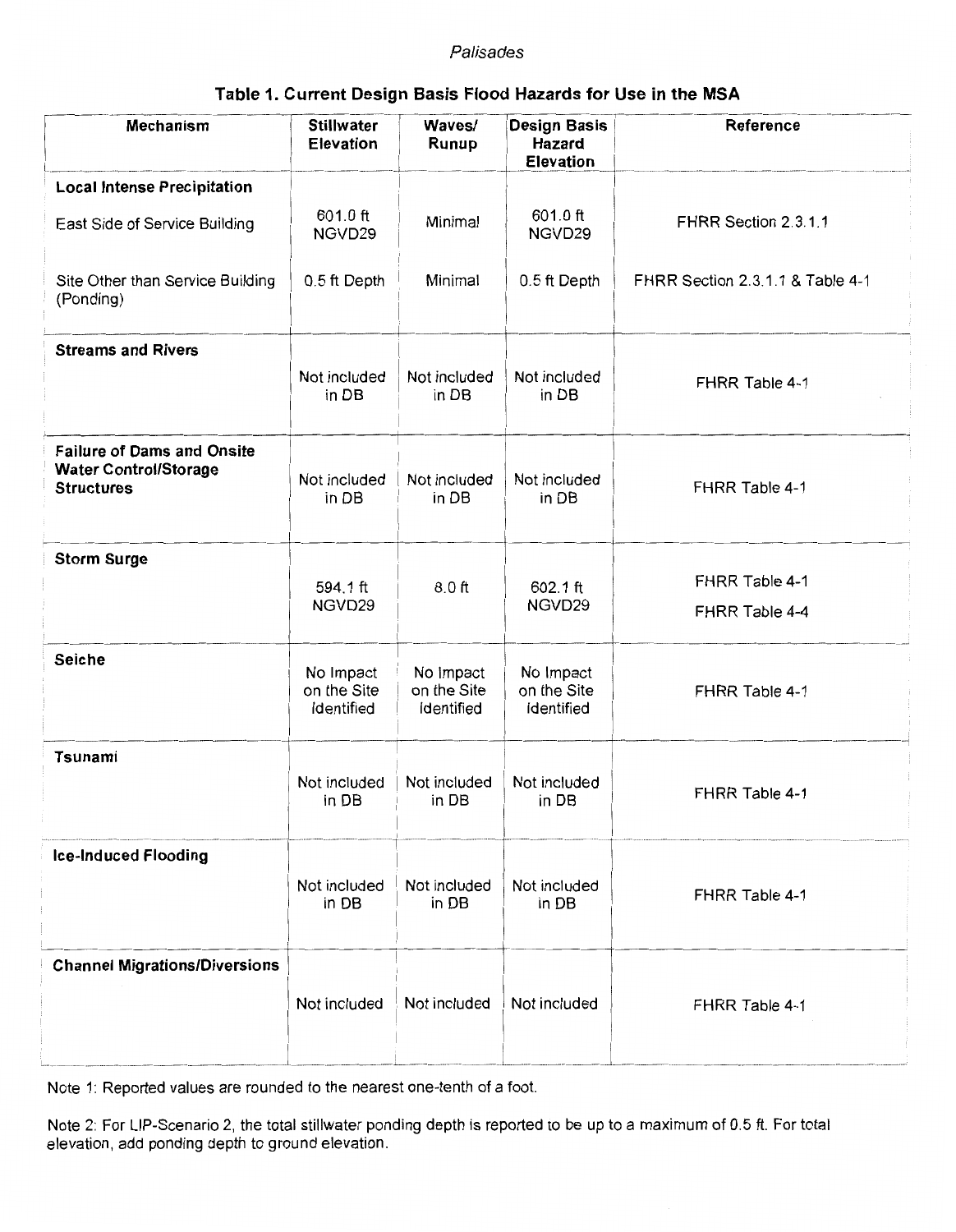**Table 1. Current Design Basis Flood Hazards for Use in the MSA**

| Mechanism | Stillwater Elevation | Waves/ Runup | Design Basis Hazard Elevation | Reference |
|---|---|---|---|---|
| **Local Intense Precipitation** | | | | |
| East Side of Service Building | 601.0 ft NGVD29 | Minimal | 601.0 ft NGVD29 | FHRR Section 2.3.1.1 |
| Site Other than Service Building (Ponding) | 0.5 ft Depth | Minimal | 0.5 ft Depth | FHRR Section 2.3.1.1 & Table 4-1 |
| **Streams and Rivers** | Not included in DB | Not included in DB | Not included in DB | FHRR Table 4-1 |
| **Failure of Dams and Onsite Water Control/Storage Structures** | Not included in DB | Not included in DB | Not included in DB | FHRR Table 4-1 |
| **Storm Surge** | 594.1 ft NGVD29 | 8.0 ft | 602.1 ft NGVD29 | FHRR Table 4-1<br>FHRR Table 4-4 |
| **Seiche** | No Impact on the Site Identified | No Impact on the Site Identified | No Impact on the Site Identified | FHRR Table 4-1 |
| **Tsunami** | Not included in DB | Not included in DB | Not included in DB | FHRR Table 4-1 |
| **Ice-Induced Flooding** | Not included in DB | Not included in DB | Not included in DB | FHRR Table 4-1 |
| **Channel Migrations/Diversions** | Not included | Not included | Not included | FHRR Table 4-1 |

Note 1: Reported values are rounded to the nearest one-tenth of a foot.

Note 2: For LIP-Scenario 2, the total stillwater ponding depth is reported to be up to a maximum of 0.5 ft. For total elevation, add ponding depth to ground elevation.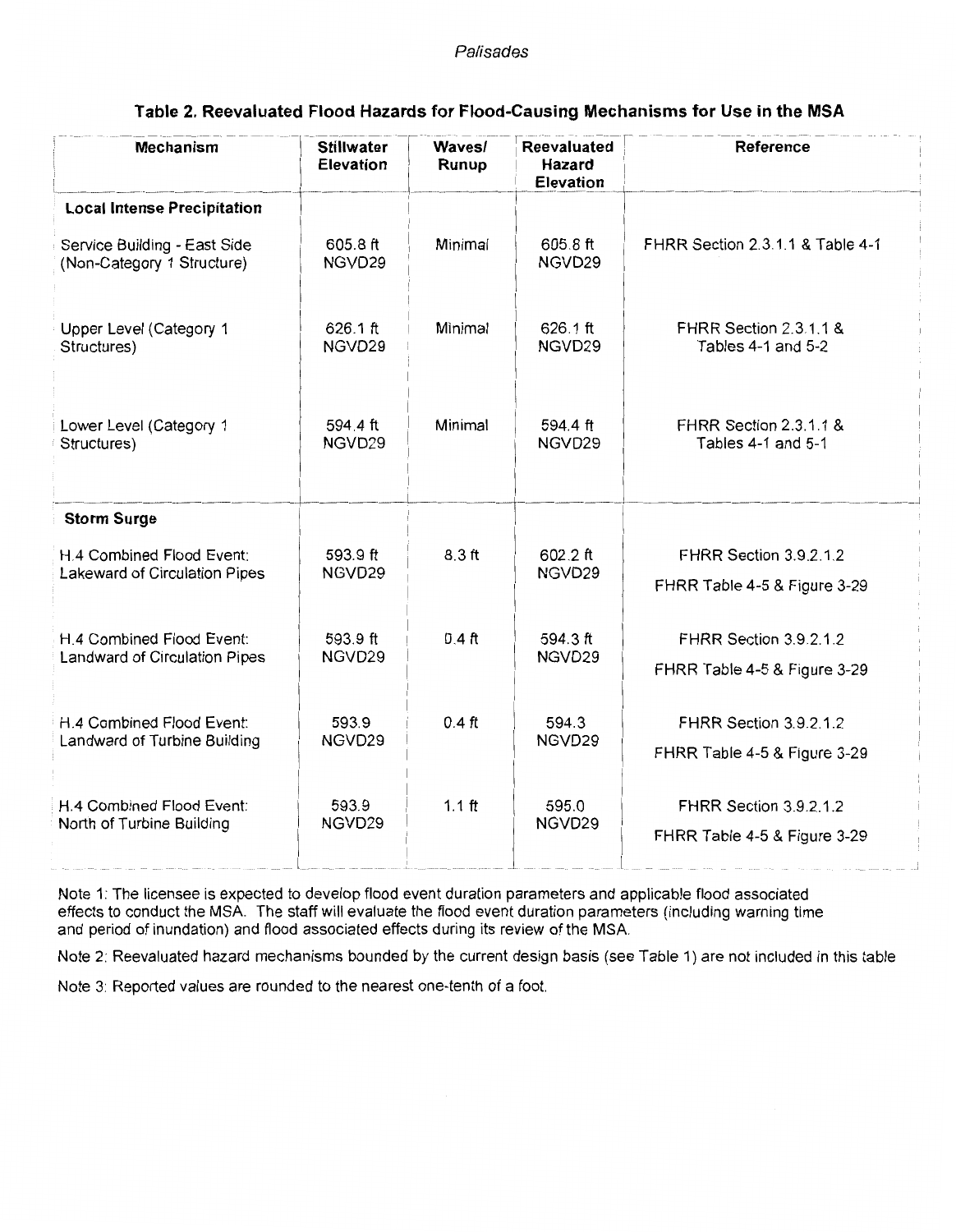**Table 2. Reevaluated Flood Hazards for Flood-Causing Mechanisms for Use in the MSA**

| Mechanism | Stillwater Elevation | Waves/ Runup | Reevaluated Hazard Elevation | Reference |
|---|---|---|---|---|
| **Local Intense Precipitation** | | | | |
| Service Building - East Side (Non-Category 1 Structure) | 605.8 ft NGVD29 | Minimal | 605.8 ft NGVD29 | FHRR Section 2.3.1.1 & Table 4-1 |
| Upper Level (Category 1 Structures) | 626.1 ft NGVD29 | Minimal | 626.1 ft NGVD29 | FHRR Section 2.3.1.1 & Tables 4-1 and 5-2 |
| Lower Level (Category 1 Structures) | 594.4 ft NGVD29 | Minimal | 594.4 ft NGVD29 | FHRR Section 2.3.1.1 & Tables 4-1 and 5-1 |
| **Storm Surge** | | | | |
| H.4 Combined Flood Event: Lakeward of Circulation Pipes | 593.9 ft NGVD29 | 8.3 ft | 602.2 ft NGVD29 | FHRR Section 3.9.2.1.2 FHRR Table 4-5 & Figure 3-29 |
| H.4 Combined Flood Event: Landward of Circulation Pipes | 593.9 ft NGVD29 | 0.4 ft | 594.3 ft NGVD29 | FHRR Section 3.9.2.1.2 FHRR Table 4-5 & Figure 3-29 |
| H.4 Combined Flood Event: Landward of Turbine Building | 593.9 NGVD29 | 0.4 ft | 594.3 NGVD29 | FHRR Section 3.9.2.1.2 FHRR Table 4-5 & Figure 3-29 |
| H.4 Combined Flood Event: North of Turbine Building | 593.9 NGVD29 | 1.1 ft | 595.0 NGVD29 | FHRR Section 3.9.2.1.2 FHRR Table 4-5 & Figure 3-29 |

Note 1: The licensee is expected to develop flood event duration parameters and applicable flood associated effects to conduct the MSA. The staff will evaluate the flood event duration parameters (including warning time and period of inundation) and flood associated effects during its review of the MSA.

Note 2: Reevaluated hazard mechanisms bounded by the current design basis (see Table 1) are not included in this table

Note 3: Reported values are rounded to the nearest one-tenth of a foot.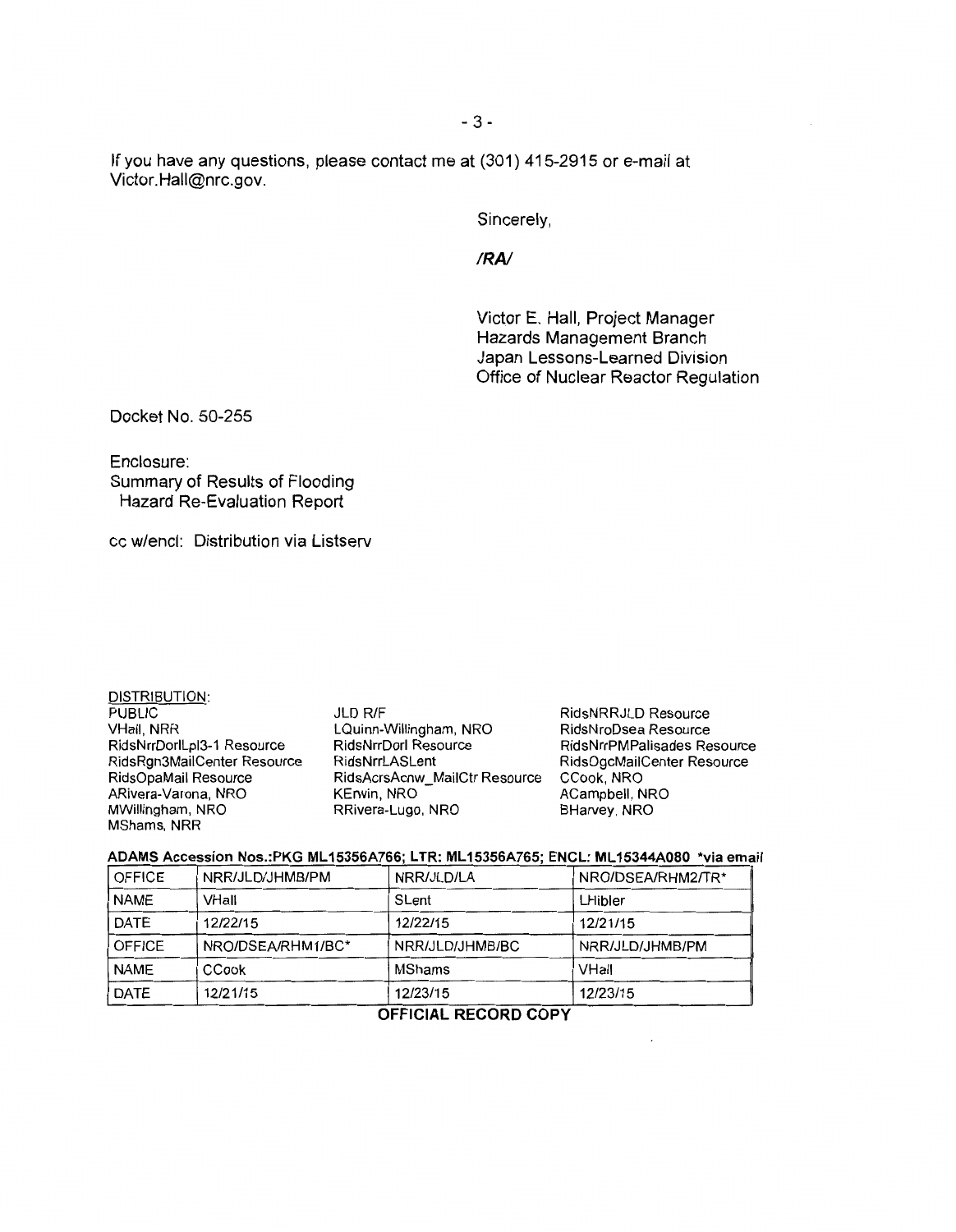If you have any questions, please contact me at (301) 415-2915 or e-mail at Victor.Hall@nrc.gov.

Sincerely,

***/RA/***

Victor E. Hall, Project Manager
Hazards Management Branch
Japan Lessons-Learned Division
Office of Nuclear Reactor Regulation

Docket No. 50-255

Enclosure:
Summary of Results of Flooding Hazard Re-Evaluation Report

cc w/encl: Distribution via Listserv

DISTRIBUTION:

PUBLIC
VHall, NRR
RidsNrrDorlLpl3-1 Resource
RidsRgn3MailCenter Resource
RidsOpaMail Resource
ARivera-Varona, NRO
MWillingham, NRO
MShams, NRR
JLD R/F
LQuinn-Willingham, NRO
RidsNrrDorl Resource
RidsNrrLASLent
RidsAcrsAcnw_MailCtr Resource
KErwin, NRO
RRivera-Lugo, NRO
RidsNRRJLD Resource
RidsNroDsea Resource
RidsNrrPMPalisades Resource
RidsOgcMailCenter Resource
CCook, NRO
ACampbell, NRO
BHarvey, NRO

**ADAMS Accession Nos.:PKG ML15356A766; LTR: ML15356A765; ENCL: ML15344A080 \*via email**

| | | | |
|---|---|---|---|
| OFFICE | NRR/JLD/JHMB/PM | NRR/JLD/LA | NRO/DSEA/RHM2/TR* |
| NAME | VHall | SLent | LHibler |
| DATE | 12/22/15 | 12/22/15 | 12/21/15 |
| OFFICE | NRO/DSEA/RHM1/BC* | NRR/JLD/JHMB/BC | NRR/JLD/JHMB/PM |
| NAME | CCook | MShams | VHall |
| DATE | 12/21/15 | 12/23/15 | 12/23/15 |

**OFFICIAL RECORD COPY**